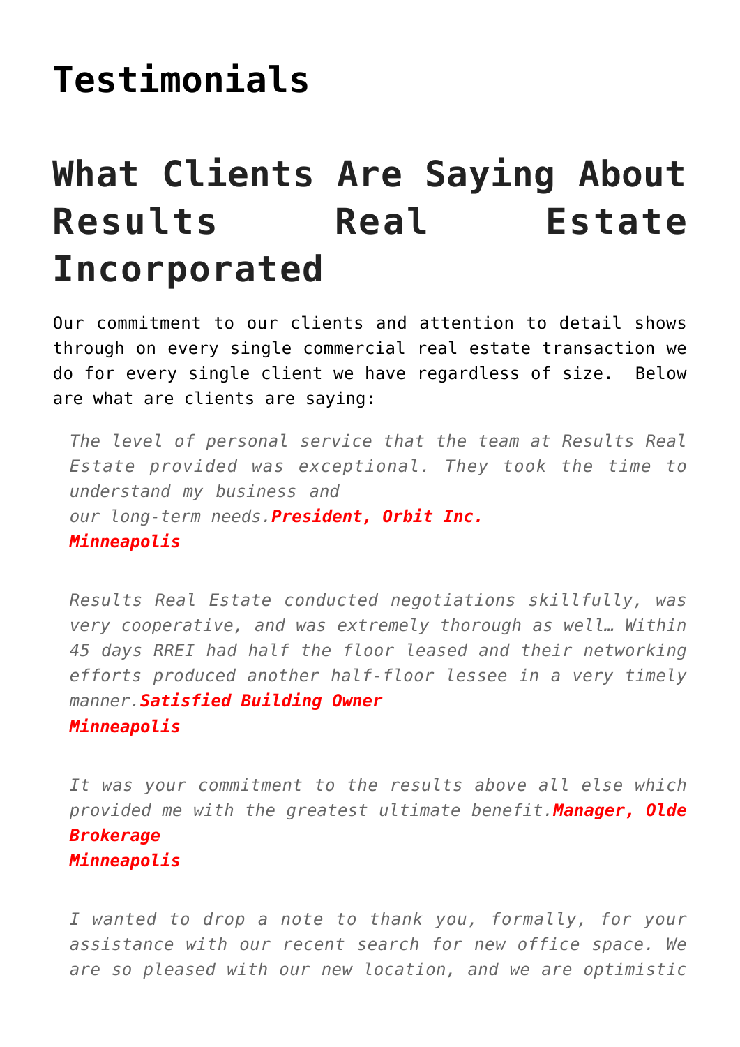# Testimonials

## What Clients Are Saying About Results Real Estate Incorporated

Our commitment to our clients and attention to detail shows through on every single commercial real estate transaction we do for every single client we have regardless of size.  Below are what are clients are saying:

> *The level of personal service that the team at Results Real Estate provided was exceptional. They took the time to understand my business and our long-term needs.* ***President, Orbit Inc.***
> ***Minneapolis***

> *Results Real Estate conducted negotiations skillfully, was very cooperative, and was extremely thorough as well… Within 45 days RREI had half the floor leased and their networking efforts produced another half-floor lessee in a very timely manner.* ***Satisfied Building Owner***
> ***Minneapolis***

> *It was your commitment to the results above all else which provided me with the greatest ultimate benefit.* ***Manager, Olde Brokerage***
> ***Minneapolis***

> *I wanted to drop a note to thank you, formally, for your assistance with our recent search for new office space. We are so pleased with our new location, and we are optimistic*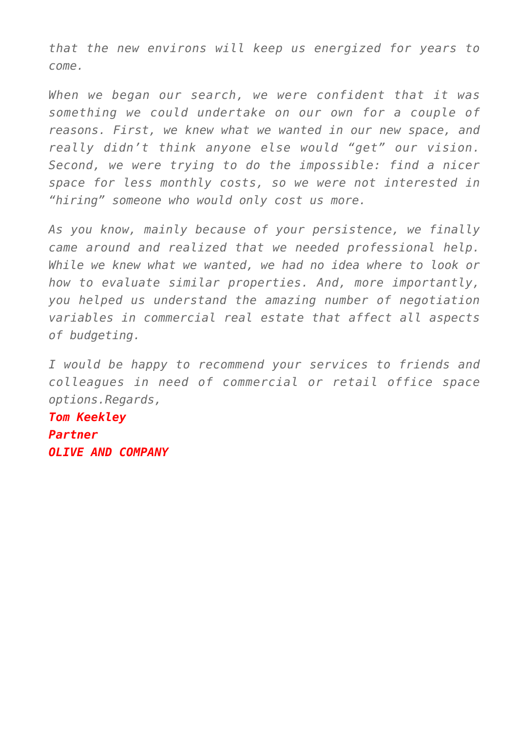*that the new environs will keep us energized for years to come.*

*When we began our search, we were confident that it was something we could undertake on our own for a couple of reasons. First, we knew what we wanted in our new space, and really didn't think anyone else would "get" our vision. Second, we were trying to do the impossible: find a nicer space for less monthly costs, so we were not interested in "hiring" someone who would only cost us more.*

*As you know, mainly because of your persistence, we finally came around and realized that we needed professional help. While we knew what we wanted, we had no idea where to look or how to evaluate similar properties. And, more importantly, you helped us understand the amazing number of negotiation variables in commercial real estate that affect all aspects of budgeting.*

*I would be happy to recommend your services to friends and colleagues in need of commercial or retail office space options.Regards,*

***Tom Keekley***
***Partner***
***OLIVE AND COMPANY***